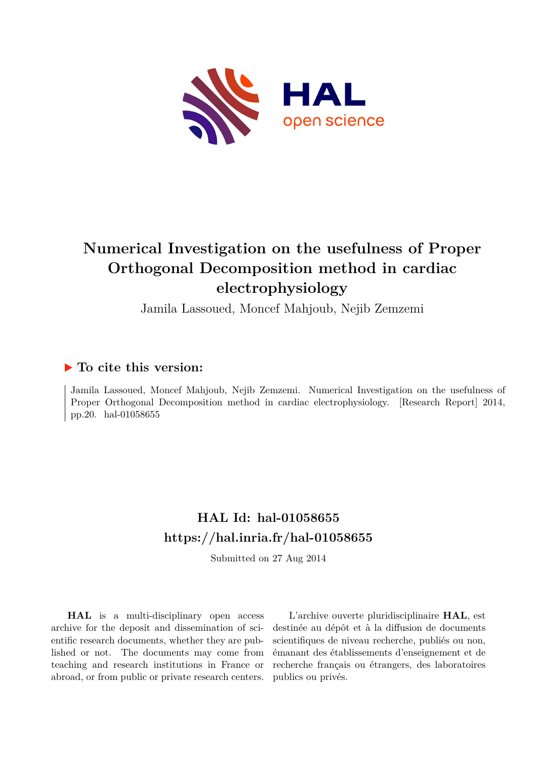# Numerical Investigation on the usefulness of Proper Orthogonal Decomposition method in cardiac electrophysiology

Jamila Lassoued, Moncef Mahjoub, Nejib Zemzemi

## ▶ To cite this version:

Jamila Lassoued, Moncef Mahjoub, Nejib Zemzemi. Numerical Investigation on the usefulness of Proper Orthogonal Decomposition method in cardiac electrophysiology. [Research Report] 2014, pp.20. hal-01058655

## HAL Id: hal-01058655
## https://hal.inria.fr/hal-01058655

Submitted on 27 Aug 2014

**HAL** is a multi-disciplinary open access archive for the deposit and dissemination of scientific research documents, whether they are published or not. The documents may come from teaching and research institutions in France or abroad, or from public or private research centers.

L'archive ouverte pluridisciplinaire **HAL**, est destinée au dépôt et à la diffusion de documents scientifiques de niveau recherche, publiés ou non, émanant des établissements d'enseignement et de recherche français ou étrangers, des laboratoires publics ou privés.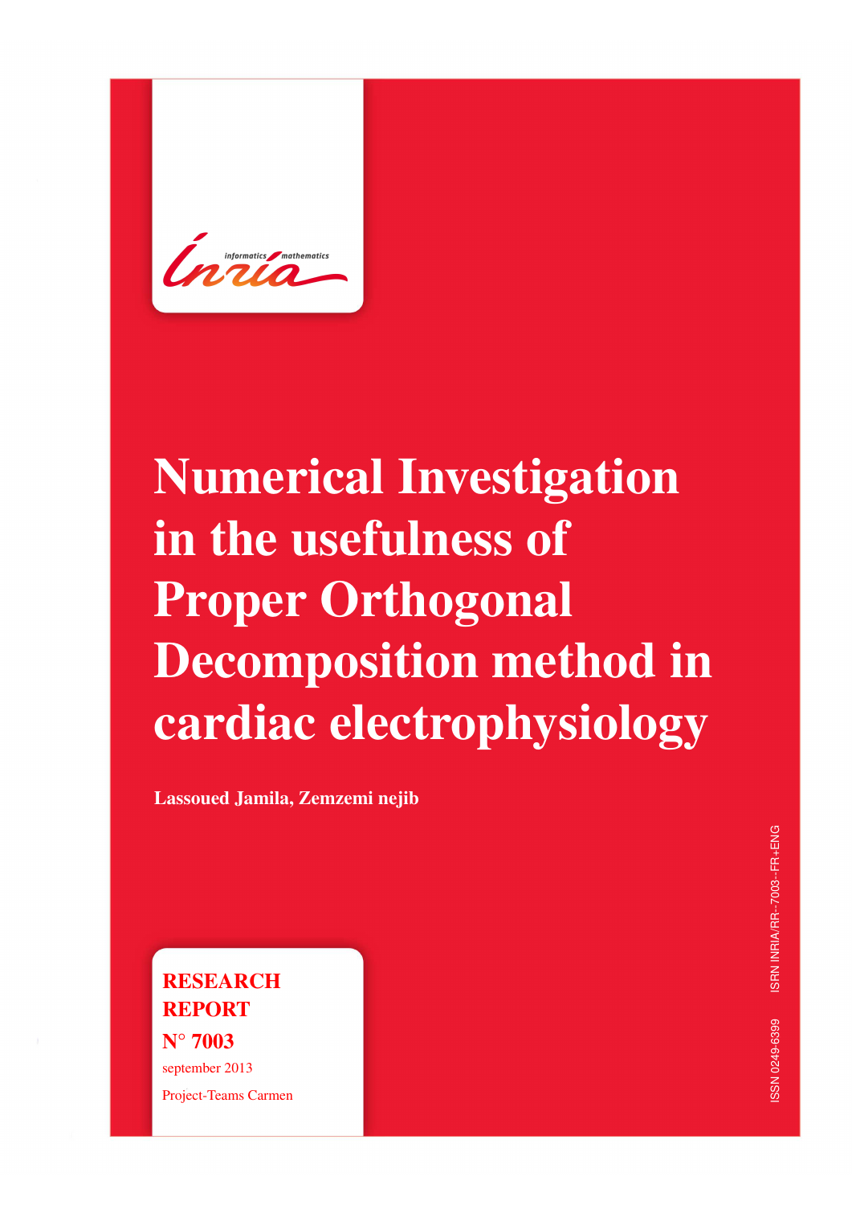# Numerical Investigation in the usefulness of Proper Orthogonal Decomposition method in cardiac electrophysiology

**Lassoued Jamila, Zemzemi nejib**

**RESEARCH REPORT**

**N° 7003**

september 2013

Project-Teams Carmen

ISSN 0249-6399 ISRN INRIA/RR--7003--FR+ENG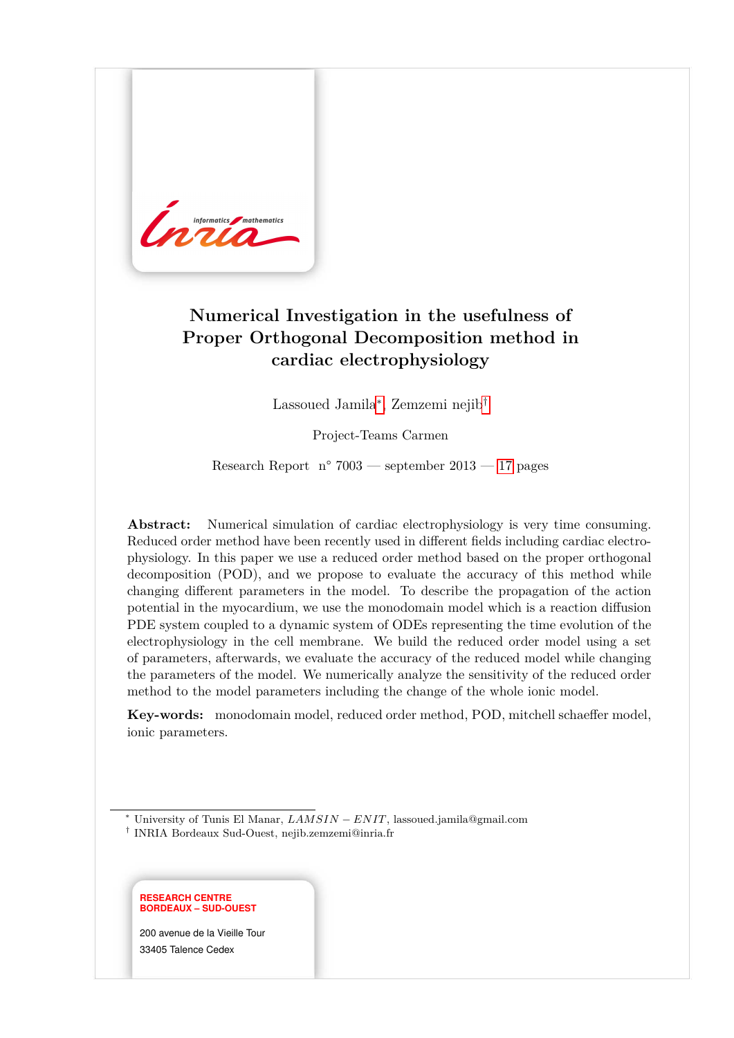# Numerical Investigation in the usefulness of Proper Orthogonal Decomposition method in cardiac electrophysiology

Lassoued Jamila[*], Zemzemi nejib[†]

Project-Teams Carmen

Research Report n° 7003 — september 2013 — 17 pages

**Abstract:** Numerical simulation of cardiac electrophysiology is very time consuming. Reduced order method have been recently used in different fields including cardiac electrophysiology. In this paper we use a reduced order method based on the proper orthogonal decomposition (POD), and we propose to evaluate the accuracy of this method while changing different parameters in the model. To describe the propagation of the action potential in the myocardium, we use the monodomain model which is a reaction diffusion PDE system coupled to a dynamic system of ODEs representing the time evolution of the electrophysiology in the cell membrane. We build the reduced order model using a set of parameters, afterwards, we evaluate the accuracy of the reduced model while changing the parameters of the model. We numerically analyze the sensitivity of the reduced order method to the model parameters including the change of the whole ionic model.

**Key-words:** monodomain model, reduced order method, POD, mitchell schaeffer model, ionic parameters.

[*] University of Tunis El Manar, $LAMSIN - ENIT$, lassoued.jamila@gmail.com

[†] INRIA Bordeaux Sud-Ouest, nejib.zemzemi@inria.fr

**RESEARCH CENTRE BORDEAUX – SUD-OUEST**

200 avenue de la Vieille Tour
33405 Talence Cedex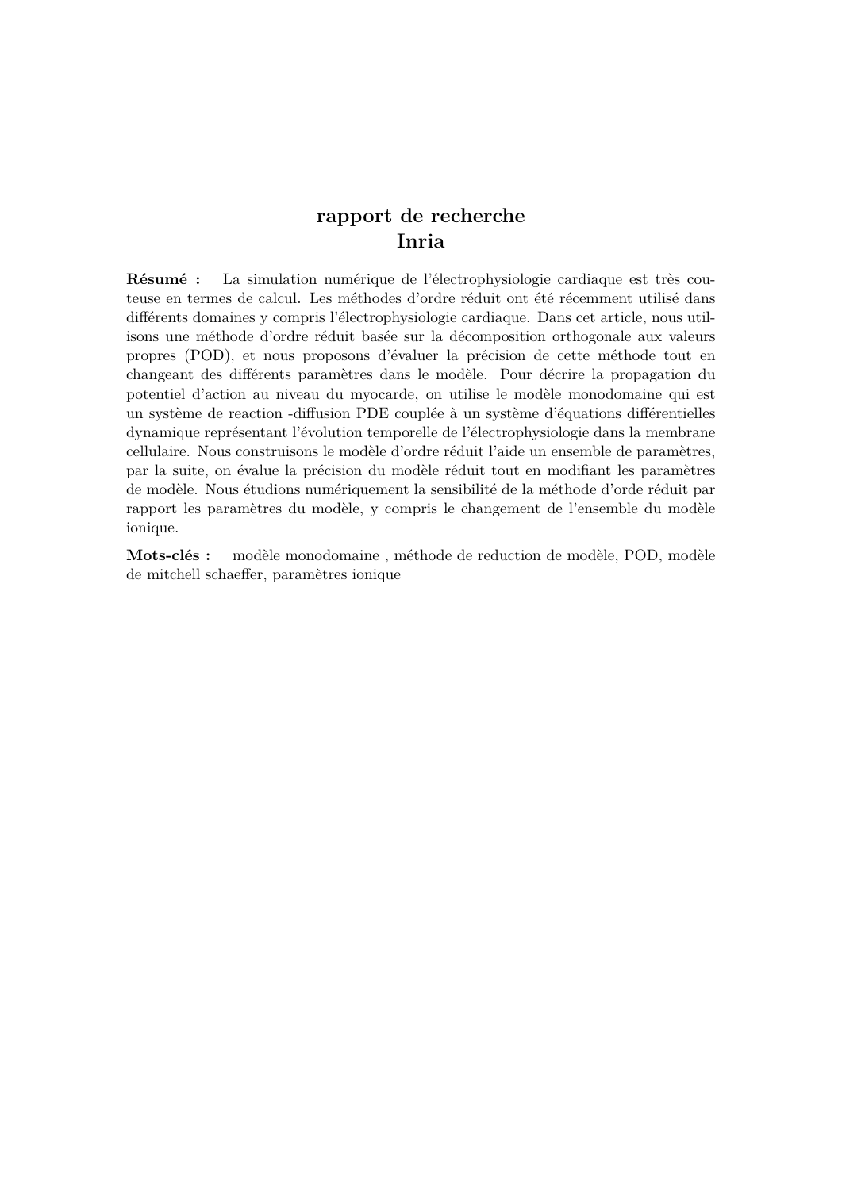## rapport de recherche
## Inria

**Résumé :** La simulation numérique de l'électrophysiologie cardiaque est très couteuse en termes de calcul. Les méthodes d'ordre réduit ont été récemment utilisé dans différents domaines y compris l'électrophysiologie cardiaque. Dans cet article, nous utilisons une méthode d'ordre réduit basée sur la décomposition orthogonale aux valeurs propres (POD), et nous proposons d'évaluer la précision de cette méthode tout en changeant des différents paramètres dans le modèle. Pour décrire la propagation du potentiel d'action au niveau du myocarde, on utilise le modèle monodomaine qui est un système de reaction -diffusion PDE couplée à un système d'équations différentielles dynamique représentant l'évolution temporelle de l'électrophysiologie dans la membrane cellulaire. Nous construisons le modèle d'ordre réduit l'aide un ensemble de paramètres, par la suite, on évalue la précision du modèle réduit tout en modifiant les paramètres de modèle. Nous étudions numériquement la sensibilité de la méthode d'orde réduit par rapport les paramètres du modèle, y compris le changement de l'ensemble du modèle ionique.

**Mots-clés :** modèle monodomaine , méthode de reduction de modèle, POD, modèle de mitchell schaeffer, paramètres ionique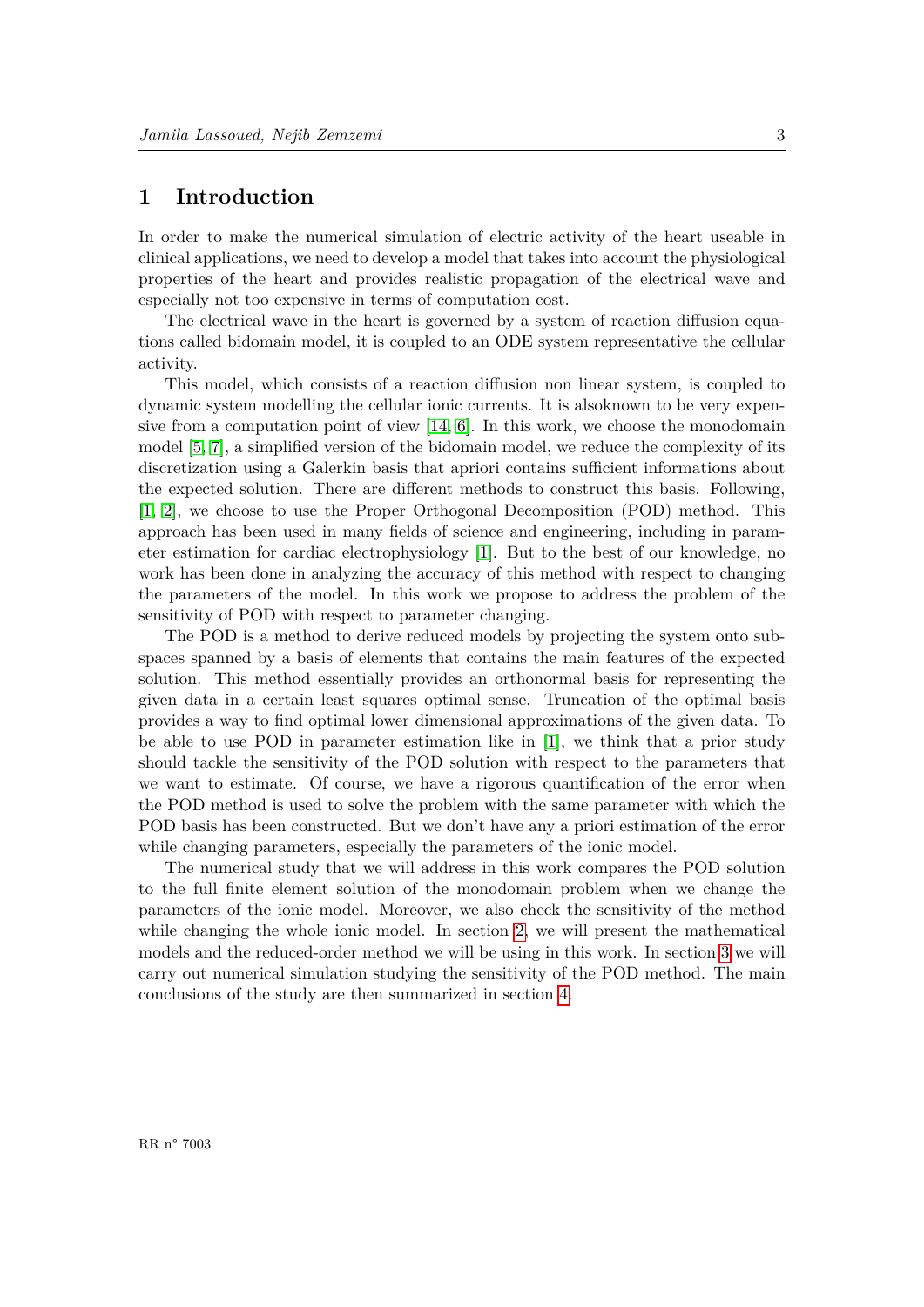# 1 Introduction

In order to make the numerical simulation of electric activity of the heart useable in clinical applications, we need to develop a model that takes into account the physiological properties of the heart and provides realistic propagation of the electrical wave and especially not too expensive in terms of computation cost.

The electrical wave in the heart is governed by a system of reaction diffusion equations called bidomain model, it is coupled to an ODE system representative the cellular activity.

This model, which consists of a reaction diffusion non linear system, is coupled to dynamic system modelling the cellular ionic currents. It is alsoknown to be very expensive from a computation point of view [14, 6]. In this work, we choose the monodomain model [5, 7], a simplified version of the bidomain model, we reduce the complexity of its discretization using a Galerkin basis that apriori contains sufficient informations about the expected solution. There are different methods to construct this basis. Following, [1, 2], we choose to use the Proper Orthogonal Decomposition (POD) method. This approach has been used in many fields of science and engineering, including in parameter estimation for cardiac electrophysiology [1]. But to the best of our knowledge, no work has been done in analyzing the accuracy of this method with respect to changing the parameters of the model. In this work we propose to address the problem of the sensitivity of POD with respect to parameter changing.

The POD is a method to derive reduced models by projecting the system onto subspaces spanned by a basis of elements that contains the main features of the expected solution. This method essentially provides an orthonormal basis for representing the given data in a certain least squares optimal sense. Truncation of the optimal basis provides a way to find optimal lower dimensional approximations of the given data. To be able to use POD in parameter estimation like in [1], we think that a prior study should tackle the sensitivity of the POD solution with respect to the parameters that we want to estimate. Of course, we have a rigorous quantification of the error when the POD method is used to solve the problem with the same parameter with which the POD basis has been constructed. But we don't have any a priori estimation of the error while changing parameters, especially the parameters of the ionic model.

The numerical study that we will address in this work compares the POD solution to the full finite element solution of the monodomain problem when we change the parameters of the ionic model. Moreover, we also check the sensitivity of the method while changing the whole ionic model. In section 2, we will present the mathematical models and the reduced-order method we will be using in this work. In section 3 we will carry out numerical simulation studying the sensitivity of the POD method. The main conclusions of the study are then summarized in section 4.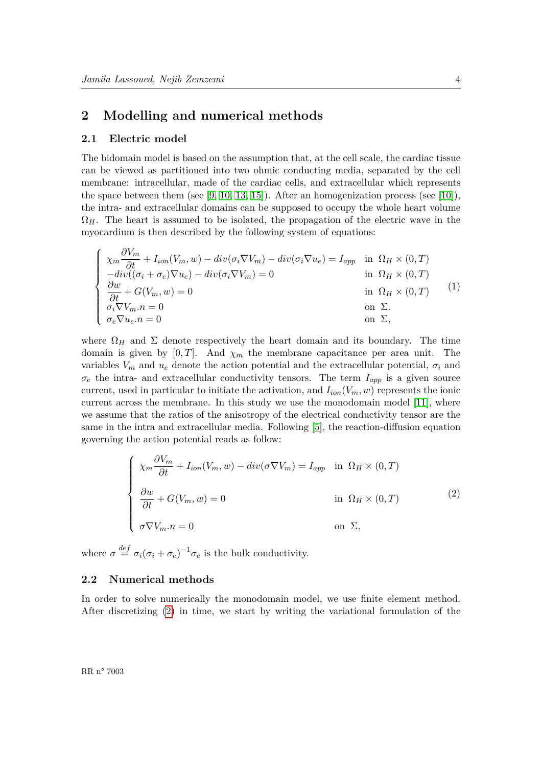## 2 Modelling and numerical methods

### 2.1 Electric model

The bidomain model is based on the assumption that, at the cell scale, the cardiac tissue can be viewed as partitioned into two ohmic conducting media, separated by the cell membrane: intracellular, made of the cardiac cells, and extracellular which represents the space between them (see [9, 10, 13, 15]). After an homogenization process (see [10]), the intra- and extracellular domains can be supposed to occupy the whole heart volume $\Omega_H$. The heart is assumed to be isolated, the propagation of the electric wave in the myocardium is then described by the following system of equations:

$$
\left\{
\begin{array}{ll}
\chi_m \dfrac{\partial V_m}{\partial t} + I_{ion}(V_m, w) - div(\sigma_i \nabla V_m) - div(\sigma_i \nabla u_e) = I_{app} & \text{in } \Omega_H \times (0, T) \\
-div((\sigma_i + \sigma_e)\nabla u_e) - div(\sigma_i \nabla V_m) = 0 & \text{in } \Omega_H \times (0, T) \\
\dfrac{\partial w}{\partial t} + G(V_m, w) = 0 & \text{in } \Omega_H \times (0, T) \\
\sigma_i \nabla V_m.n = 0 & \text{on } \Sigma. \\
\sigma_e \nabla u_e.n = 0 & \text{on } \Sigma,
\end{array}
\right.
\tag{1}
$$

where $\Omega_H$ and $\Sigma$ denote respectively the heart domain and its boundary. The time domain is given by $[0, T]$. And $\chi_m$ the membrane capacitance per area unit. The variables $V_m$ and $u_e$ denote the action potential and the extracellular potential, $\sigma_i$ and $\sigma_e$ the intra- and extracellular conductivity tensors. The term $I_{app}$ is a given source current, used in particular to initiate the activation, and $I_{ion}(V_m, w)$ represents the ionic current across the membrane. In this study we use the monodomain model [11], where we assume that the ratios of the anisotropy of the electrical conductivity tensor are the same in the intra and extracellular media. Following [5], the reaction-diffusion equation governing the action potential reads as follow:

$$
\left\{
\begin{array}{ll}
\chi_m \dfrac{\partial V_m}{\partial t} + I_{ion}(V_m, w) - div(\sigma \nabla V_m) = I_{app} & \text{in } \Omega_H \times (0, T) \\
\\
\dfrac{\partial w}{\partial t} + G(V_m, w) = 0 & \text{in } \Omega_H \times (0, T) \\
\\
\sigma \nabla V_m.n = 0 & \text{on } \Sigma,
\end{array}
\right.
\tag{2}
$$

where $\sigma \overset{def}{=} \sigma_i(\sigma_i + \sigma_e)^{-1}\sigma_e$ is the bulk conductivity.

### 2.2 Numerical methods

In order to solve numerically the monodomain model, we use finite element method. After discretizing (2) in time, we start by writing the variational formulation of the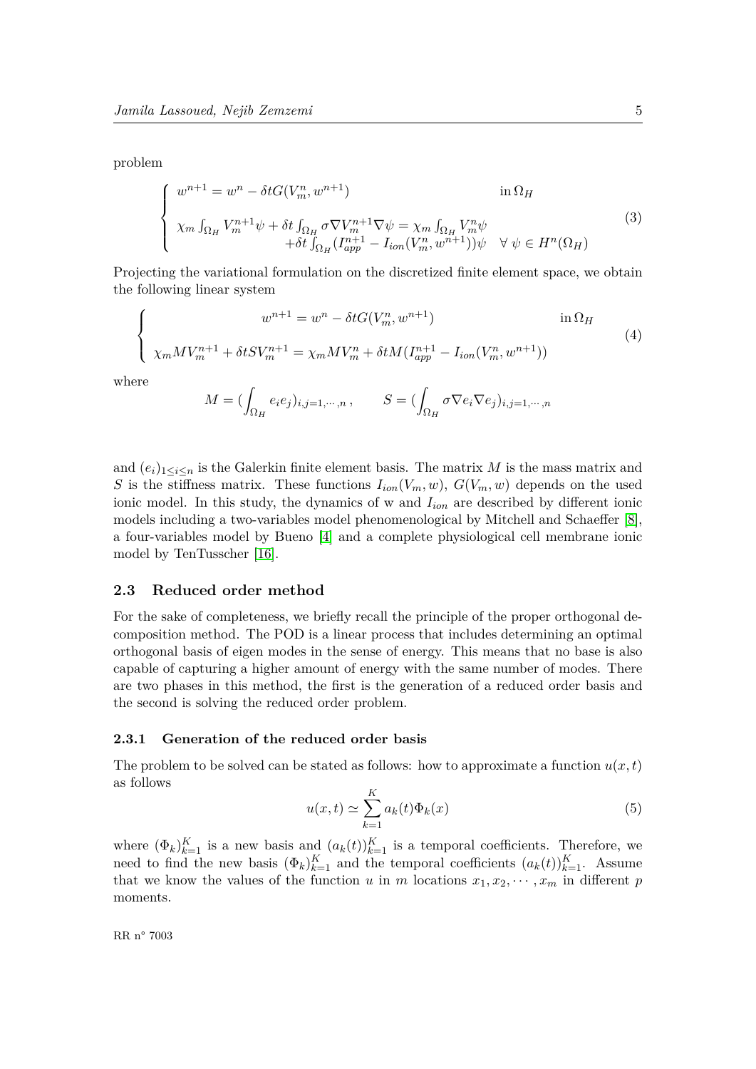problem

$$
\left\{
\begin{array}{ll}
w^{n+1} = w^n - \delta t G(V_m^n, w^{n+1}) & \text{in}\, \Omega_H \\
\chi_m \int_{\Omega_H} V_m^{n+1}\psi + \delta t \int_{\Omega_H} \sigma \nabla V_m^{n+1} \nabla \psi = \chi_m \int_{\Omega_H} V_m^n \psi & \\
\qquad + \delta t \int_{\Omega_H} (I_{app}^{n+1} - I_{ion}(V_m^n, w^{n+1}))\psi & \forall\, \psi \in H^n(\Omega_H)
\end{array}
\right.
\tag{3}
$$

Projecting the variational formulation on the discretized finite element space, we obtain the following linear system

$$
\left\{
\begin{array}{ll}
w^{n+1} = w^n - \delta t G(V_m^n, w^{n+1}) & \text{in}\, \Omega_H \\
\chi_m M V_m^{n+1} + \delta t S V_m^{n+1} = \chi_m M V_m^n + \delta t M (I_{app}^{n+1} - I_{ion}(V_m^n, w^{n+1})) &
\end{array}
\right.
\tag{4}
$$

where

$$
M = (\int_{\Omega_H} e_i e_j)_{i,j=1,\cdots,n}\,, \qquad S = (\int_{\Omega_H} \sigma \nabla e_i \nabla e_j)_{i,j=1,\cdots,n}
$$

and $(e_i)_{1\leq i\leq n}$ is the Galerkin finite element basis. The matrix $M$ is the mass matrix and $S$ is the stiffness matrix. These functions $I_{ion}(V_m, w)$, $G(V_m, w)$ depends on the used ionic model. In this study, the dynamics of w and $I_{ion}$ are described by different ionic models including a two-variables model phenomenological by Mitchell and Schaeffer [8], a four-variables model by Bueno [4] and a complete physiological cell membrane ionic model by TenTusscher [16].

### 2.3 Reduced order method

For the sake of completeness, we briefly recall the principle of the proper orthogonal decomposition method. The POD is a linear process that includes determining an optimal orthogonal basis of eigen modes in the sense of energy. This means that no base is also capable of capturing a higher amount of energy with the same number of modes. There are two phases in this method, the first is the generation of a reduced order basis and the second is solving the reduced order problem.

#### 2.3.1 Generation of the reduced order basis

The problem to be solved can be stated as follows: how to approximate a function $u(x,t)$ as follows

$$
u(x,t) \simeq \sum_{k=1}^{K} a_k(t)\Phi_k(x)
\tag{5}
$$

where $(\Phi_k)_{k=1}^K$ is a new basis and $(a_k(t))_{k=1}^K$ is a temporal coefficients. Therefore, we need to find the new basis $(\Phi_k)_{k=1}^K$ and the temporal coefficients $(a_k(t))_{k=1}^K$. Assume that we know the values of the function $u$ in $m$ locations $x_1, x_2, \cdots, x_m$ in different $p$ moments.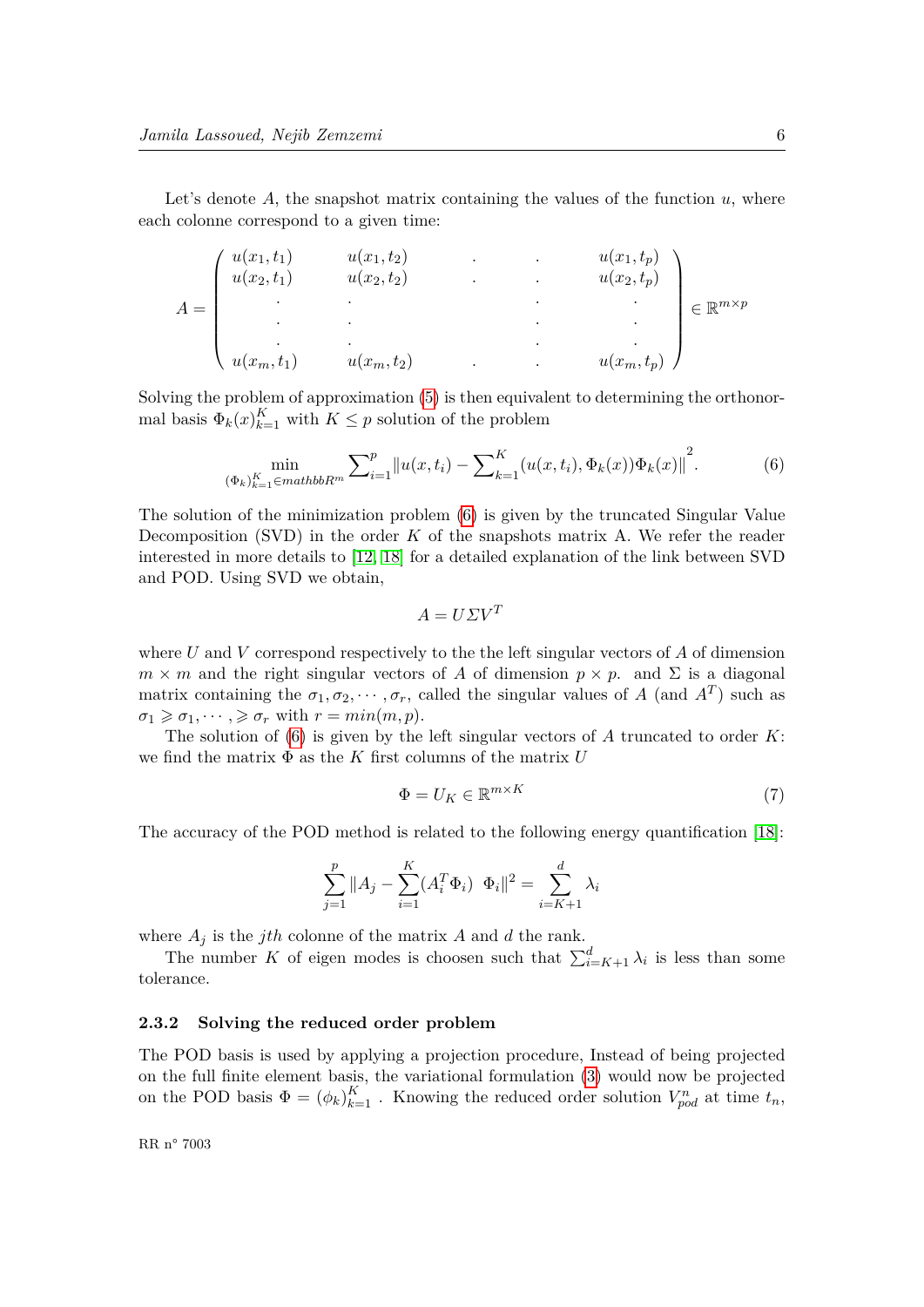Let's denote $A$, the snapshot matrix containing the values of the function $u$, where each colonne correspond to a given time:

$$A = \begin{pmatrix} u(x_1,t_1) & u(x_1,t_2) & . & . & u(x_1,t_p) \\ u(x_2,t_1) & u(x_2,t_2) & . & . & u(x_2,t_p) \\ . & . & & . & . \\ . & . & & . & . \\ . & . & & . & . \\ u(x_m,t_1) & u(x_m,t_2) & . & . & u(x_m,t_p) \end{pmatrix} \in \mathbb{R}^{m\times p}$$

Solving the problem of approximation (5) is then equivalent to determining the orthonormal basis $\Phi_k(x)_{k=1}^K$ with $K \le p$ solution of the problem

$$\min_{(\Phi_k)_{k=1}^K \in mathbbR^m} \sum_{i=1}^p \left\| u(x,t_i) - \sum_{k=1}^K (u(x,t_i), \Phi_k(x)) \Phi_k(x) \right\|^2. \tag{6}$$

The solution of the minimization problem (6) is given by the truncated Singular Value Decomposition (SVD) in the order $K$ of the snapshots matrix A. We refer the reader interested in more details to [12] [18] for a detailed explanation of the link between SVD and POD. Using SVD we obtain,

$$A = U \Sigma V^T$$

where $U$ and $V$ correspond respectively to the the left singular vectors of $A$ of dimension $m \times m$ and the right singular vectors of $A$ of dimension $p \times p$. and $\Sigma$ is a diagonal matrix containing the $\sigma_1, \sigma_2, \cdots, \sigma_r$, called the singular values of $A$ (and $A^T$) such as $\sigma_1 \geqslant \sigma_1, \cdots, \geqslant \sigma_r$ with $r = min(m,p)$.

The solution of (6) is given by the left singular vectors of $A$ truncated to order $K$: we find the matrix $\Phi$ as the $K$ first columns of the matrix $U$

$$\Phi = U_K \in \mathbb{R}^{m\times K} \tag{7}$$

The accuracy of the POD method is related to the following energy quantification [18]:

$$\sum_{j=1}^p \|A_j - \sum_{i=1}^K (A_i^T \Phi_i) \ \ \Phi_i\|^2 = \sum_{i=K+1}^d \lambda_i$$

where $A_j$ is the $jth$ colonne of the matrix $A$ and $d$ the rank.

The number $K$ of eigen modes is choosen such that $\sum_{i=K+1}^d \lambda_i$ is less than some tolerance.

### 2.3.2 Solving the reduced order problem

The POD basis is used by applying a projection procedure, Instead of being projected on the full finite element basis, the variational formulation (3) would now be projected on the POD basis $\Phi = (\phi_k)_{k=1}^K$ . Knowing the reduced order solution $V_{pod}^n$ at time $t_n$,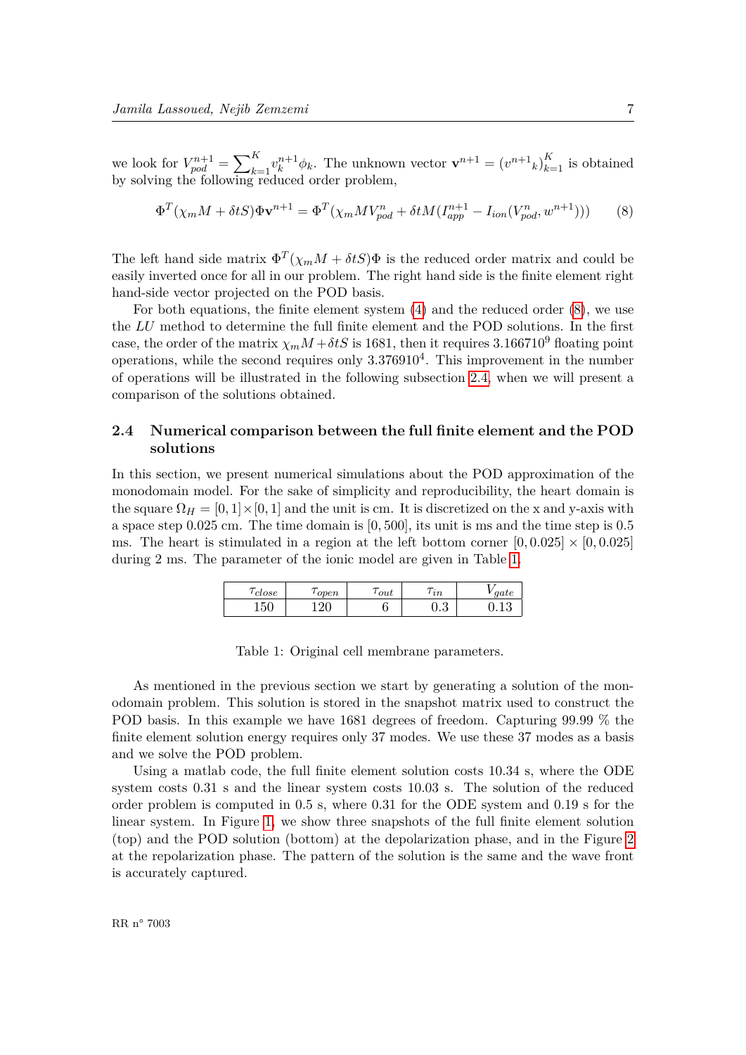we look for $V_{pod}^{n+1} = \sum_{k=1}^{K} v_k^{n+1} \phi_k$. The unknown vector $\mathbf{v}^{n+1} = ({v^{n+1}}_k)_{k=1}^K$ is obtained by solving the following reduced order problem,

$$\Phi^T(\chi_m M + \delta t S)\Phi \mathbf{v}^{n+1} = \Phi^T(\chi_m M V_{pod}^n + \delta t M(I_{app}^{n+1} - I_{ion}(V_{pod}^n, w^{n+1}))) \tag{8}$$

The left hand side matrix $\Phi^T(\chi_m M + \delta t S)\Phi$ is the reduced order matrix and could be easily inverted once for all in our problem. The right hand side is the finite element right hand-side vector projected on the POD basis.

For both equations, the finite element system (4) and the reduced order (8), we use the $LU$ method to determine the full finite element and the POD solutions. In the first case, the order of the matrix $\chi_m M + \delta t S$ is 1681, then it requires $3.166710^9$ floating point operations, while the second requires only $3.376910^4$. This improvement in the number of operations will be illustrated in the following subsection 2.4, when we will present a comparison of the solutions obtained.

### 2.4 Numerical comparison between the full finite element and the POD solutions

In this section, we present numerical simulations about the POD approximation of the monodomain model. For the sake of simplicity and reproducibility, the heart domain is the square $\Omega_H = [0, 1] \times [0, 1]$ and the unit is cm. It is discretized on the x and y-axis with a space step 0.025 cm. The time domain is $[0, 500]$, its unit is ms and the time step is 0.5 ms. The heart is stimulated in a region at the left bottom corner $[0, 0.025] \times [0, 0.025]$ during 2 ms. The parameter of the ionic model are given in Table 1.

| $\tau_{close}$ | $\tau_{open}$ | $\tau_{out}$ | $\tau_{in}$ | $V_{gate}$ |
|---|---|---|---|---|
| 150 | 120 | 6 | 0.3 | 0.13 |

Table 1: Original cell membrane parameters.

As mentioned in the previous section we start by generating a solution of the monodomain problem. This solution is stored in the snapshot matrix used to construct the POD basis. In this example we have 1681 degrees of freedom. Capturing 99.99 % the finite element solution energy requires only 37 modes. We use these 37 modes as a basis and we solve the POD problem.

Using a matlab code, the full finite element solution costs 10.34 s, where the ODE system costs 0.31 s and the linear system costs 10.03 s. The solution of the reduced order problem is computed in 0.5 s, where 0.31 for the ODE system and 0.19 s for the linear system. In Figure 1, we show three snapshots of the full finite element solution (top) and the POD solution (bottom) at the depolarization phase, and in the Figure 2 at the repolarization phase. The pattern of the solution is the same and the wave front is accurately captured.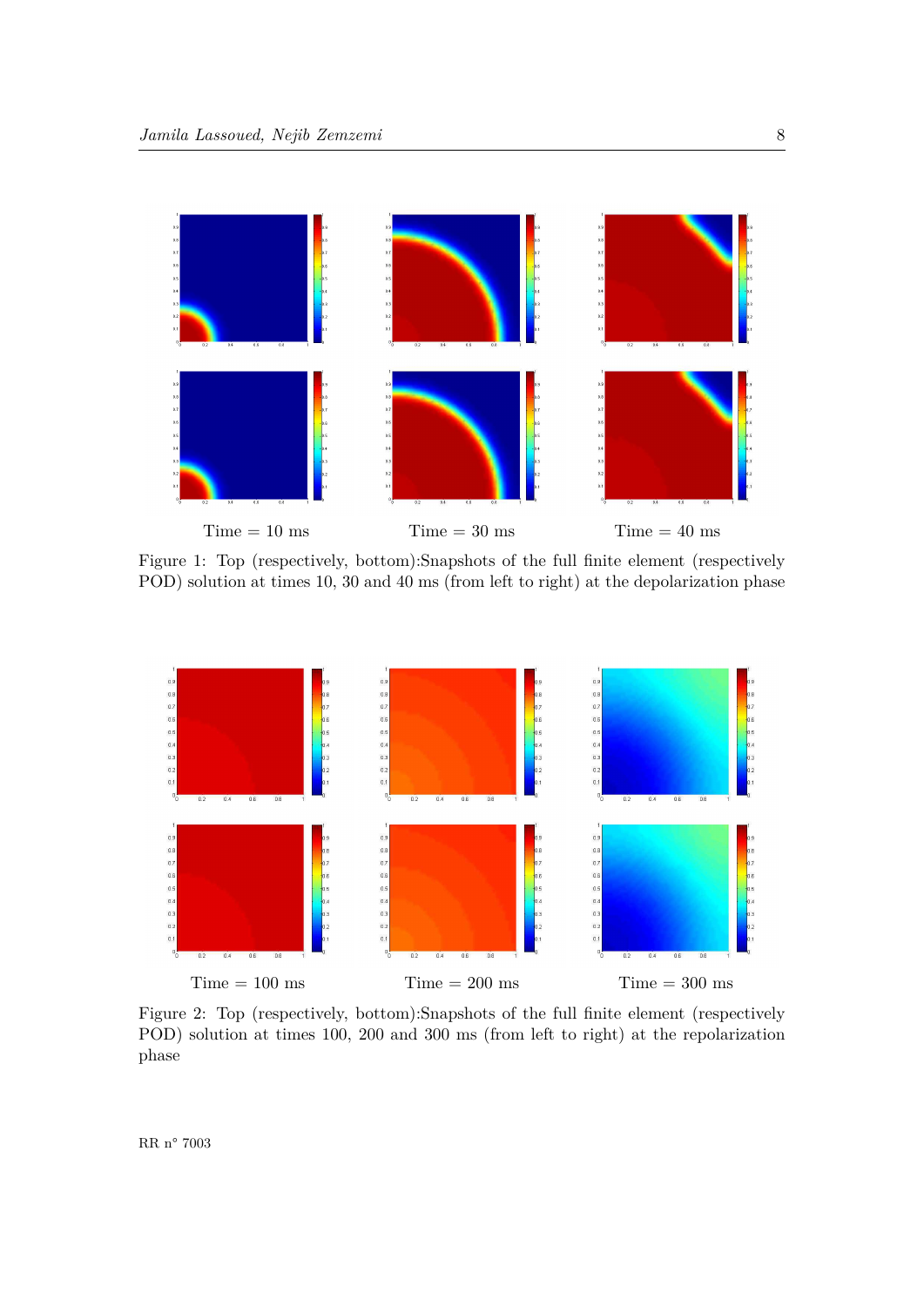Time = 10 ms Time = 30 ms Time = 40 ms

Figure 1: Top (respectively, bottom):Snapshots of the full finite element (respectively POD) solution at times 10, 30 and 40 ms (from left to right) at the depolarization phase

Time = 100 ms Time = 200 ms Time = 300 ms

Figure 2: Top (respectively, bottom):Snapshots of the full finite element (respectively POD) solution at times 100, 200 and 300 ms (from left to right) at the repolarization phase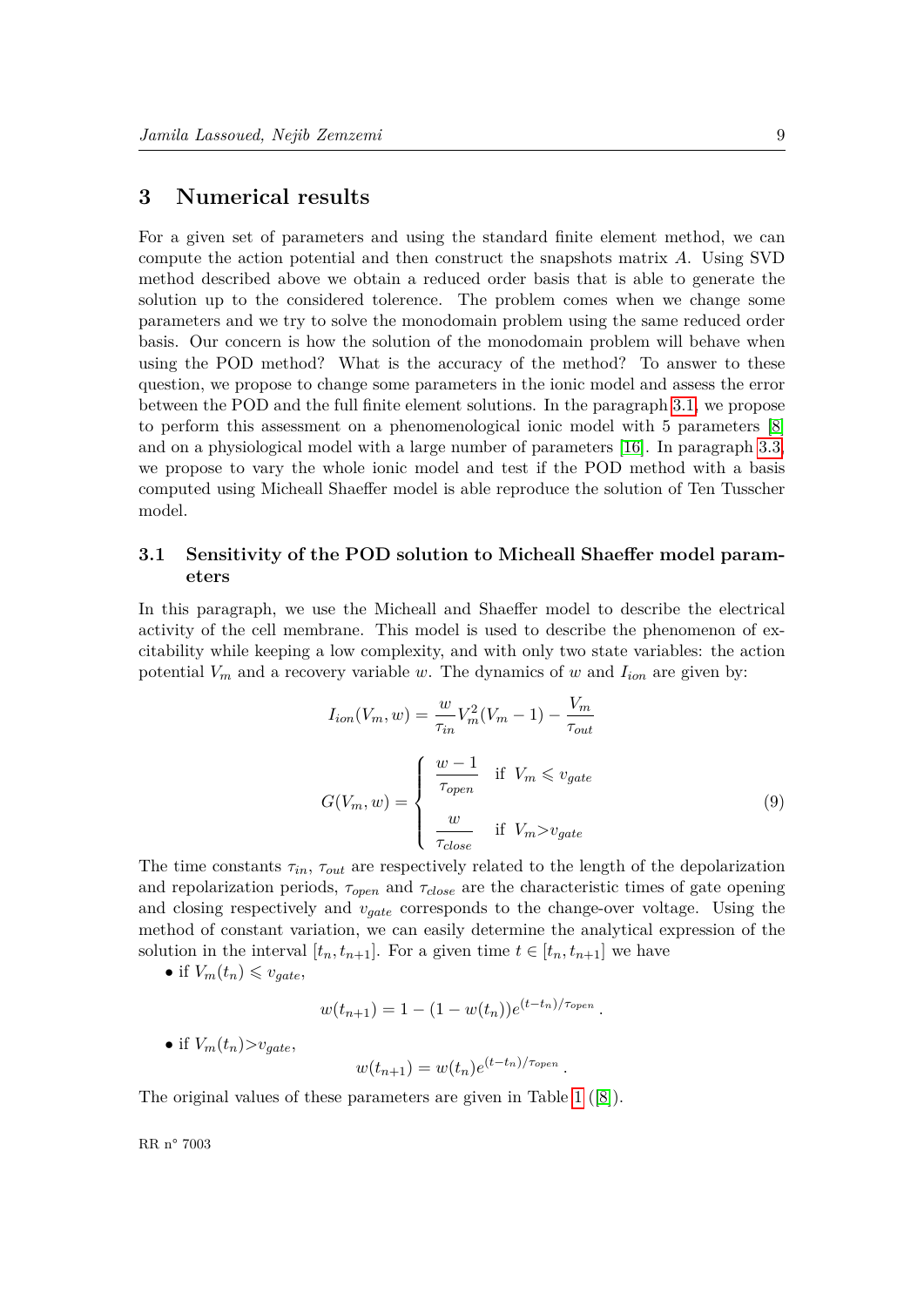# 3 Numerical results

For a given set of parameters and using the standard finite element method, we can compute the action potential and then construct the snapshots matrix $A$. Using SVD method described above we obtain a reduced order basis that is able to generate the solution up to the considered tolerence. The problem comes when we change some parameters and we try to solve the monodomain problem using the same reduced order basis. Our concern is how the solution of the monodomain problem will behave when using the POD method? What is the accuracy of the method? To answer to these question, we propose to change some parameters in the ionic model and assess the error between the POD and the full finite element solutions. In the paragraph 3.1, we propose to perform this assessment on a phenomenological ionic model with 5 parameters [8] and on a physiological model with a large number of parameters [16]. In paragraph 3.3, we propose to vary the whole ionic model and test if the POD method with a basis computed using Micheall Shaeffer model is able reproduce the solution of Ten Tusscher model.

## 3.1 Sensitivity of the POD solution to Micheall Shaeffer model parameters

In this paragraph, we use the Micheall and Shaeffer model to describe the electrical activity of the cell membrane. This model is used to describe the phenomenon of excitability while keeping a low complexity, and with only two state variables: the action potential $V_m$ and a recovery variable $w$. The dynamics of $w$ and $I_{ion}$ are given by:

$$
I_{ion}(V_m, w) = \frac{w}{\tau_{in}} V_m^2 (V_m - 1) - \frac{V_m}{\tau_{out}}
$$

$$
G(V_m, w) = \begin{cases} \dfrac{w-1}{\tau_{open}} & \text{if } V_m \leqslant v_{gate} \\ \\ \dfrac{w}{\tau_{close}} & \text{if } V_m > v_{gate} \end{cases} \tag{9}
$$

The time constants $\tau_{in}$, $\tau_{out}$ are respectively related to the length of the depolarization and repolarization periods, $\tau_{open}$ and $\tau_{close}$ are the characteristic times of gate opening and closing respectively and $v_{gate}$ corresponds to the change-over voltage. Using the method of constant variation, we can easily determine the analytical expression of the solution in the interval $[t_n, t_{n+1}]$. For a given time $t \in [t_n, t_{n+1}]$ we have

- if $V_m(t_n) \leqslant v_{gate}$,

$$
w(t_{n+1}) = 1 - (1 - w(t_n)) e^{(t - t_n)/\tau_{open}}.
$$

- if $V_m(t_n) > v_{gate}$,

$$
w(t_{n+1}) = w(t_n) e^{(t - t_n)/\tau_{open}}.
$$

The original values of these parameters are given in Table 1 ([8]).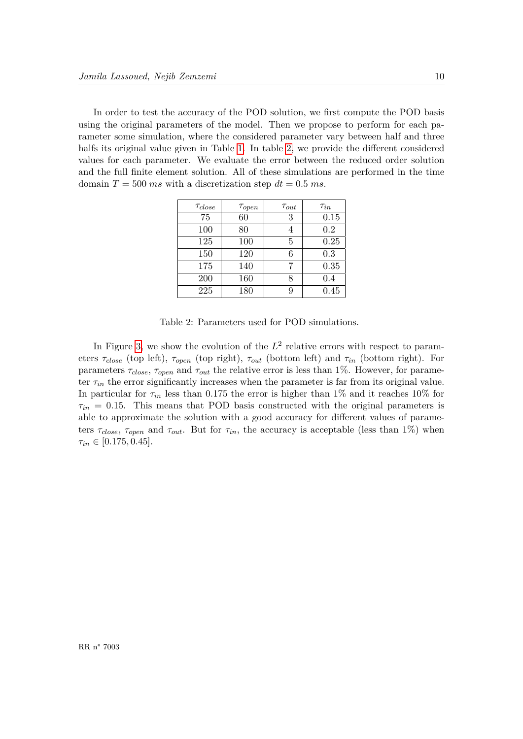In order to test the accuracy of the POD solution, we first compute the POD basis using the original parameters of the model. Then we propose to perform for each parameter some simulation, where the considered parameter vary between half and three halfs its original value given in Table 1. In table 2, we provide the different considered values for each parameter. We evaluate the error between the reduced order solution and the full finite element solution. All of these simulations are performed in the time domain $T = 500\ ms$ with a discretization step $dt = 0.5\ ms$.

| $\tau_{close}$ | $\tau_{open}$ | $\tau_{out}$ | $\tau_{in}$ |
|---|---|---|---|
| 75 | 60 | 3 | 0.15 |
| 100 | 80 | 4 | 0.2 |
| 125 | 100 | 5 | 0.25 |
| 150 | 120 | 6 | 0.3 |
| 175 | 140 | 7 | 0.35 |
| 200 | 160 | 8 | 0.4 |
| 225 | 180 | 9 | 0.45 |

Table 2: Parameters used for POD simulations.

In Figure 3, we show the evolution of the $L^2$ relative errors with respect to parameters $\tau_{close}$ (top left), $\tau_{open}$ (top right), $\tau_{out}$ (bottom left) and $\tau_{in}$ (bottom right). For parameters $\tau_{close}$, $\tau_{open}$ and $\tau_{out}$ the relative error is less than 1%. However, for parameter $\tau_{in}$ the error significantly increases when the parameter is far from its original value. In particular for $\tau_{in}$ less than 0.175 the error is higher than 1% and it reaches 10% for $\tau_{in} = 0.15$. This means that POD basis constructed with the original parameters is able to approximate the solution with a good accuracy for different values of parameters $\tau_{close}$, $\tau_{open}$ and $\tau_{out}$. But for $\tau_{in}$, the accuracy is acceptable (less than 1%) when $\tau_{in} \in [0.175, 0.45]$.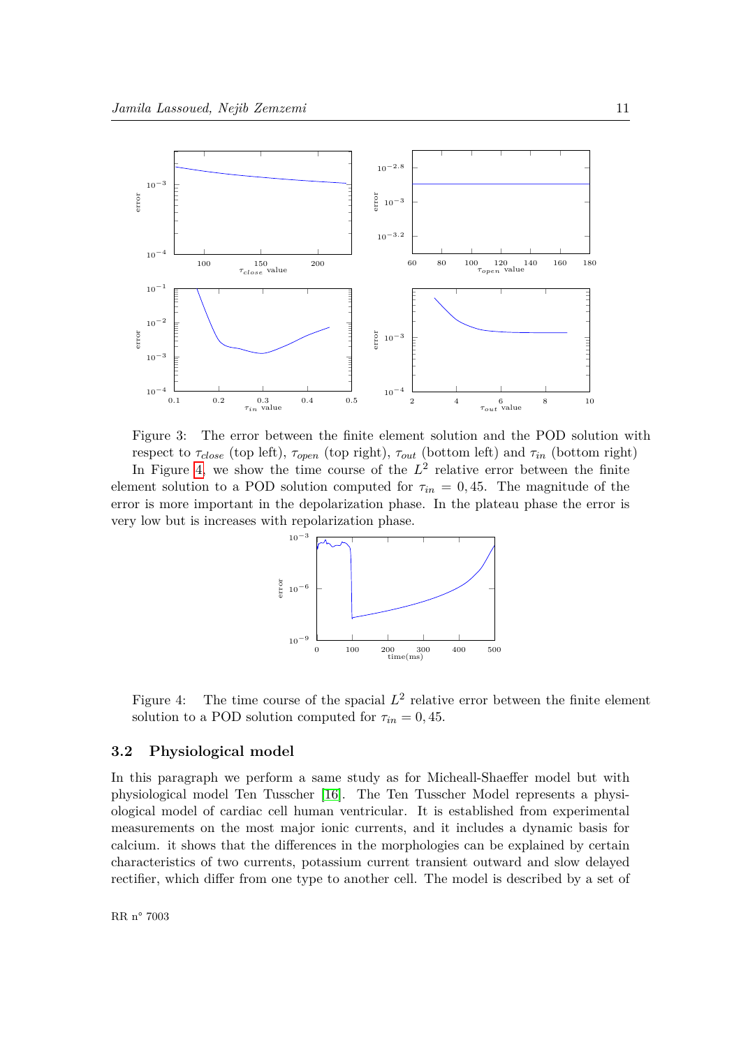Figure 3: The error between the finite element solution and the POD solution with respect to $\tau_{close}$ (top left), $\tau_{open}$ (top right), $\tau_{out}$ (bottom left) and $\tau_{in}$ (bottom right)

In Figure 4, we show the time course of the $L^2$ relative error between the finite element solution to a POD solution computed for $\tau_{in} = 0,45$. The magnitude of the error is more important in the depolarization phase. In the plateau phase the error is very low but is increases with repolarization phase.

Figure 4: The time course of the spacial $L^2$ relative error between the finite element solution to a POD solution computed for $\tau_{in} = 0,45$.

### 3.2 Physiological model

In this paragraph we perform a same study as for Micheall-Shaeffer model but with physiological model Ten Tusscher [16]. The Ten Tusscher Model represents a physiological model of cardiac cell human ventricular. It is established from experimental measurements on the most major ionic currents, and it includes a dynamic basis for calcium. it shows that the differences in the morphologies can be explained by certain characteristics of two currents, potassium current transient outward and slow delayed rectifier, which differ from one type to another cell. The model is described by a set of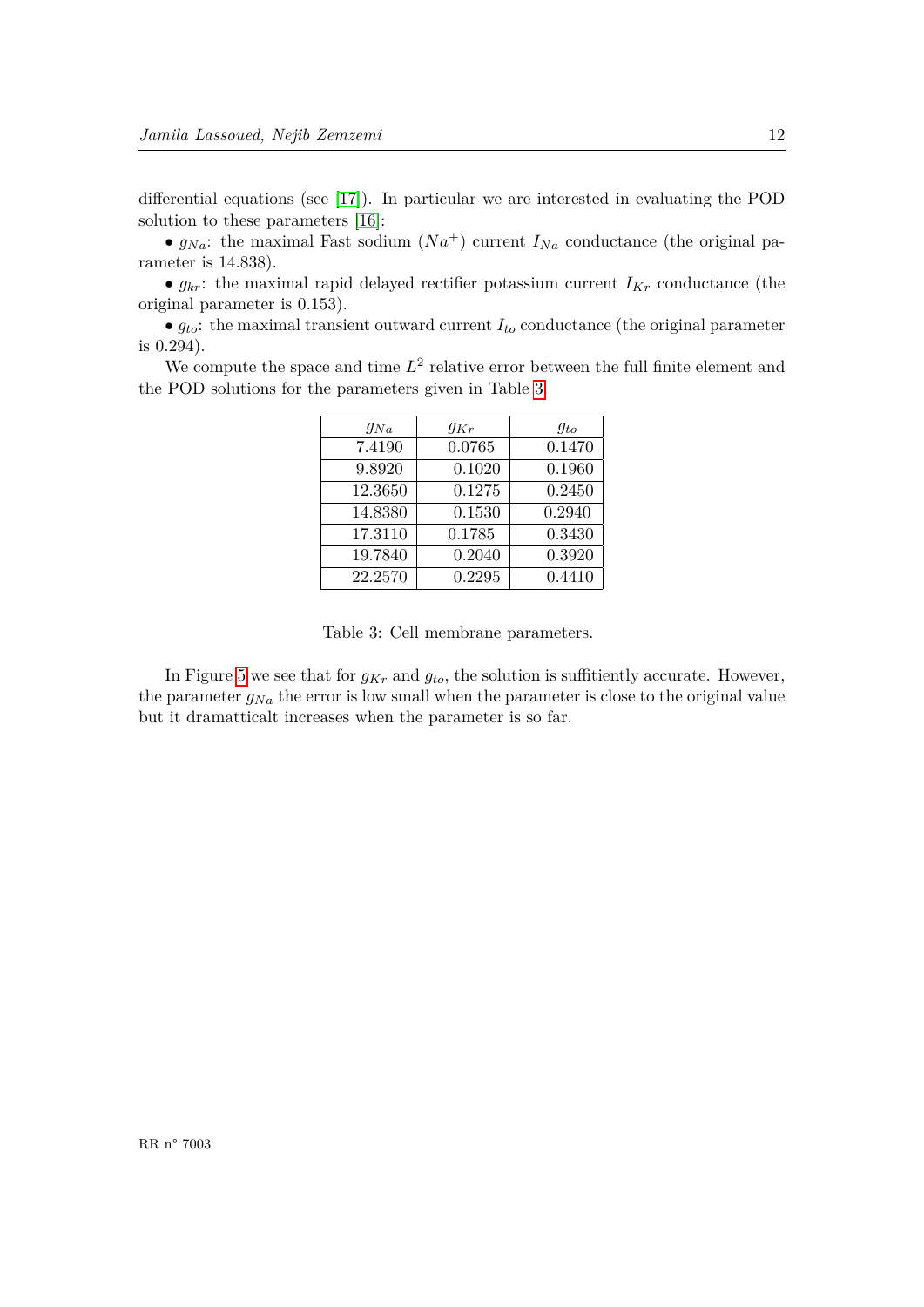differential equations (see [17]). In particular we are interested in evaluating the POD solution to these parameters [16]:

• $g_{Na}$: the maximal Fast sodium ($Na^+$) current $I_{Na}$ conductance (the original parameter is 14.838).

• $g_{kr}$: the maximal rapid delayed rectifier potassium current $I_{Kr}$ conductance (the original parameter is 0.153).

• $g_{to}$: the maximal transient outward current $I_{to}$ conductance (the original parameter is 0.294).

We compute the space and time $L^2$ relative error between the full finite element and the POD solutions for the parameters given in Table 3.

| $g_{Na}$ | $g_{Kr}$ | $g_{to}$ |
|---|---|---|
| 7.4190 | 0.0765 | 0.1470 |
| 9.8920 | 0.1020 | 0.1960 |
| 12.3650 | 0.1275 | 0.2450 |
| 14.8380 | 0.1530 | 0.2940 |
| 17.3110 | 0.1785 | 0.3430 |
| 19.7840 | 0.2040 | 0.3920 |
| 22.2570 | 0.2295 | 0.4410 |

Table 3: Cell membrane parameters.

In Figure 5 we see that for $g_{Kr}$ and $g_{to}$, the solution is suffitiently accurate. However, the parameter $g_{Na}$ the error is low small when the parameter is close to the original value but it dramatticalt increases when the parameter is so far.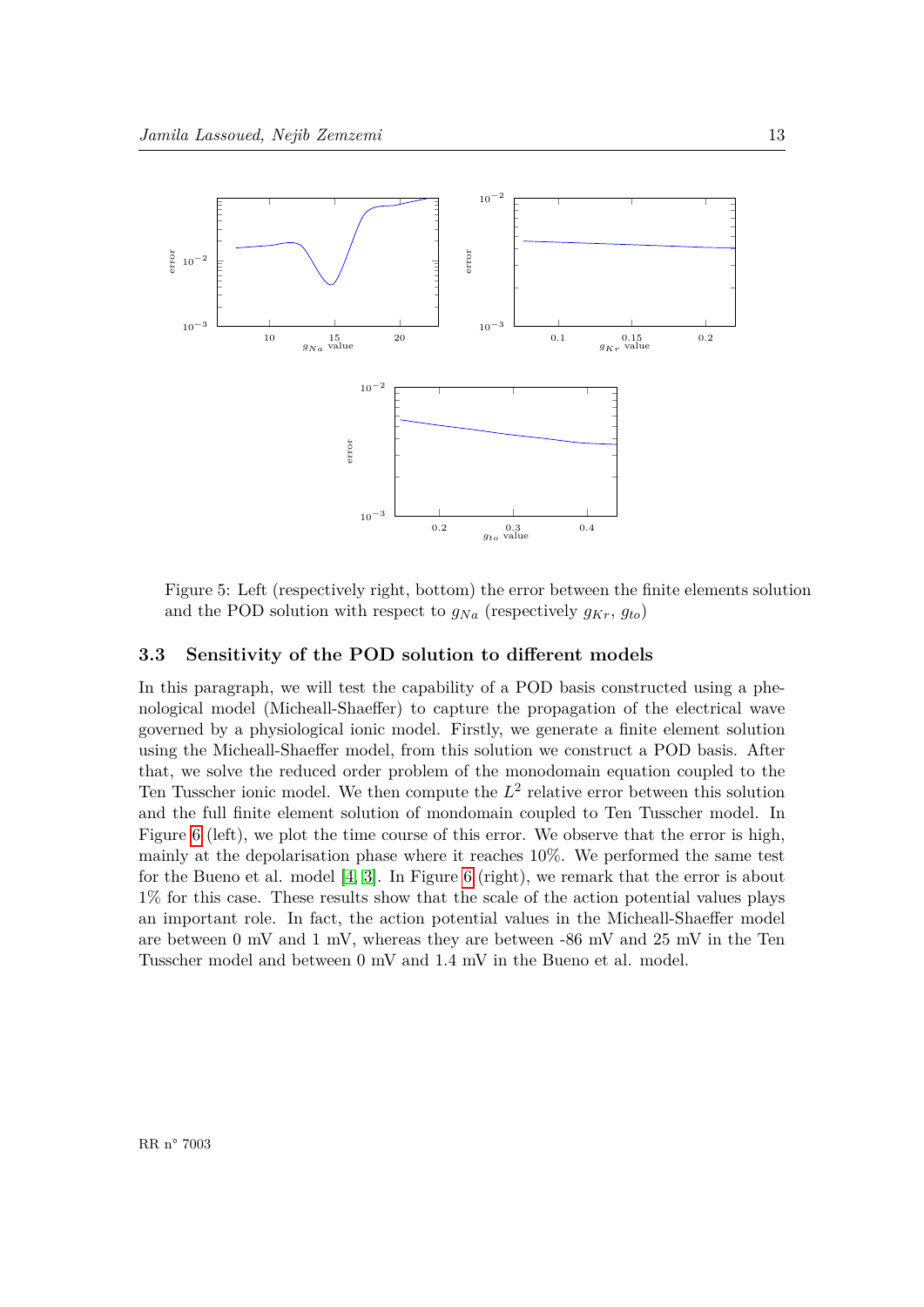Figure 5: Left (respectively right, bottom) the error between the finite elements solution and the POD solution with respect to $g_{Na}$ (respectively $g_{Kr}$, $g_{to}$)

### 3.3 Sensitivity of the POD solution to different models

In this paragraph, we will test the capability of a POD basis constructed using a phenological model (Micheall-Shaeffer) to capture the propagation of the electrical wave governed by a physiological ionic model. Firstly, we generate a finite element solution using the Micheall-Shaeffer model, from this solution we construct a POD basis. After that, we solve the reduced order problem of the monodomain equation coupled to the Ten Tusscher ionic model. We then compute the $L^2$ relative error between this solution and the full finite element solution of mondomain coupled to Ten Tusscher model. In Figure 6 (left), we plot the time course of this error. We observe that the error is high, mainly at the depolarisation phase where it reaches 10%. We performed the same test for the Bueno et al. model [4, 3]. In Figure 6 (right), we remark that the error is about 1% for this case. These results show that the scale of the action potential values plays an important role. In fact, the action potential values in the Micheall-Shaeffer model are between 0 mV and 1 mV, whereas they are between -86 mV and 25 mV in the Ten Tusscher model and between 0 mV and 1.4 mV in the Bueno et al. model.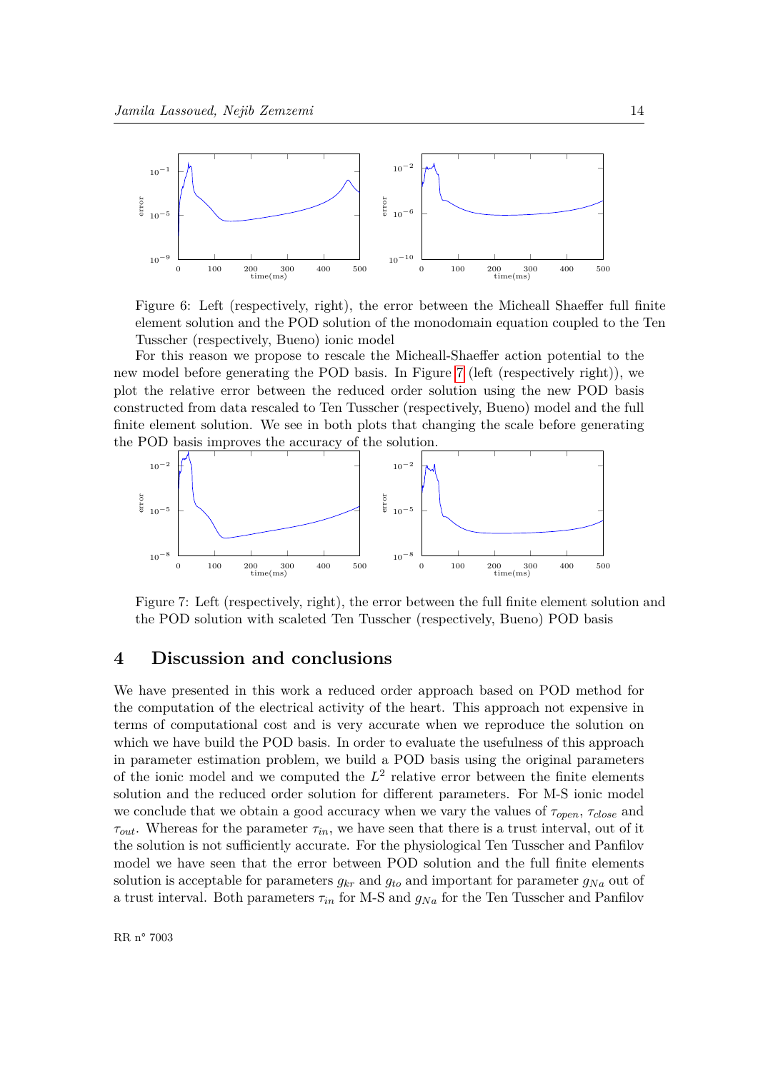Figure 6: Left (respectively, right), the error between the Micheall Shaeffer full finite element solution and the POD solution of the monodomain equation coupled to the Ten Tusscher (respectively, Bueno) ionic model

For this reason we propose to rescale the Micheall-Shaeffer action potential to the new model before generating the POD basis. In Figure 7 (left (respectively right)), we plot the relative error between the reduced order solution using the new POD basis constructed from data rescaled to Ten Tusscher (respectively, Bueno) model and the full finite element solution. We see in both plots that changing the scale before generating the POD basis improves the accuracy of the solution.

Figure 7: Left (respectively, right), the error between the full finite element solution and the POD solution with scaleted Ten Tusscher (respectively, Bueno) POD basis

# 4 Discussion and conclusions

We have presented in this work a reduced order approach based on POD method for the computation of the electrical activity of the heart. This approach not expensive in terms of computational cost and is very accurate when we reproduce the solution on which we have build the POD basis. In order to evaluate the usefulness of this approach in parameter estimation problem, we build a POD basis using the original parameters of the ionic model and we computed the $L^2$ relative error between the finite elements solution and the reduced order solution for different parameters. For M-S ionic model we conclude that we obtain a good accuracy when we vary the values of $\tau_{open}$, $\tau_{close}$ and $\tau_{out}$. Whereas for the parameter $\tau_{in}$, we have seen that there is a trust interval, out of it the solution is not sufficiently accurate. For the physiological Ten Tusscher and Panfilov model we have seen that the error between POD solution and the full finite elements solution is acceptable for parameters $g_{kr}$ and $g_{to}$ and important for parameter $g_{Na}$ out of a trust interval. Both parameters $\tau_{in}$ for M-S and $g_{Na}$ for the Ten Tusscher and Panfilov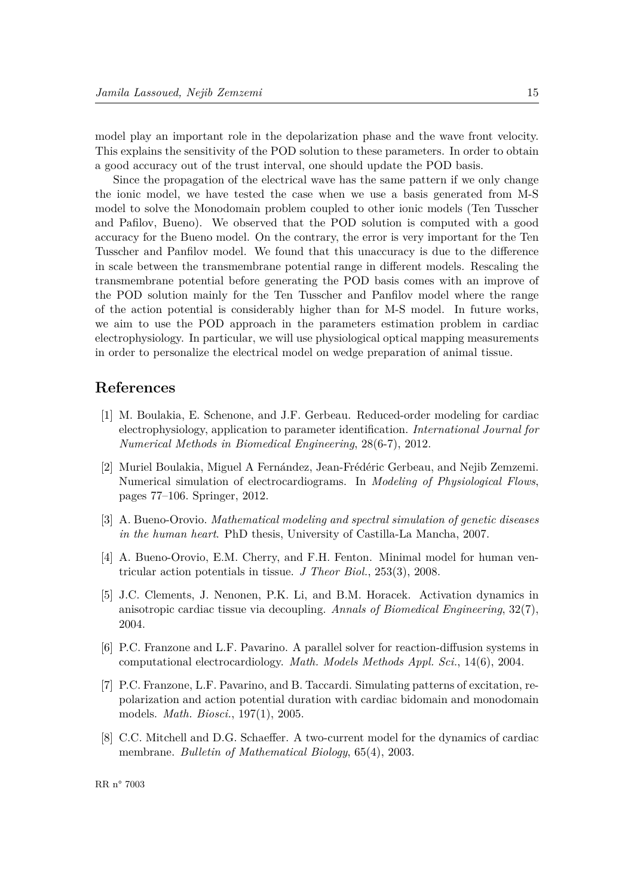model play an important role in the depolarization phase and the wave front velocity. This explains the sensitivity of the POD solution to these parameters. In order to obtain a good accuracy out of the trust interval, one should update the POD basis.

Since the propagation of the electrical wave has the same pattern if we only change the ionic model, we have tested the case when we use a basis generated from M-S model to solve the Monodomain problem coupled to other ionic models (Ten Tusscher and Pafilov, Bueno). We observed that the POD solution is computed with a good accuracy for the Bueno model. On the contrary, the error is very important for the Ten Tusscher and Panfilov model. We found that this unaccuracy is due to the difference in scale between the transmembrane potential range in different models. Rescaling the transmembrane potential before generating the POD basis comes with an improve of the POD solution mainly for the Ten Tusscher and Panfilov model where the range of the action potential is considerably higher than for M-S model. In future works, we aim to use the POD approach in the parameters estimation problem in cardiac electrophysiology. In particular, we will use physiological optical mapping measurements in order to personalize the electrical model on wedge preparation of animal tissue.

## References

[1] M. Boulakia, E. Schenone, and J.F. Gerbeau. Reduced-order modeling for cardiac electrophysiology, application to parameter identification. *International Journal for Numerical Methods in Biomedical Engineering*, 28(6-7), 2012.

[2] Muriel Boulakia, Miguel A Fernández, Jean-Frédéric Gerbeau, and Nejib Zemzemi. Numerical simulation of electrocardiograms. In *Modeling of Physiological Flows*, pages 77–106. Springer, 2012.

[3] A. Bueno-Orovio. *Mathematical modeling and spectral simulation of genetic diseases in the human heart*. PhD thesis, University of Castilla-La Mancha, 2007.

[4] A. Bueno-Orovio, E.M. Cherry, and F.H. Fenton. Minimal model for human ventricular action potentials in tissue. *J Theor Biol.*, 253(3), 2008.

[5] J.C. Clements, J. Nenonen, P.K. Li, and B.M. Horacek. Activation dynamics in anisotropic cardiac tissue via decoupling. *Annals of Biomedical Engineering*, 32(7), 2004.

[6] P.C. Franzone and L.F. Pavarino. A parallel solver for reaction-diffusion systems in computational electrocardiology. *Math. Models Methods Appl. Sci.*, 14(6), 2004.

[7] P.C. Franzone, L.F. Pavarino, and B. Taccardi. Simulating patterns of excitation, repolarization and action potential duration with cardiac bidomain and monodomain models. *Math. Biosci.*, 197(1), 2005.

[8] C.C. Mitchell and D.G. Schaeffer. A two-current model for the dynamics of cardiac membrane. *Bulletin of Mathematical Biology*, 65(4), 2003.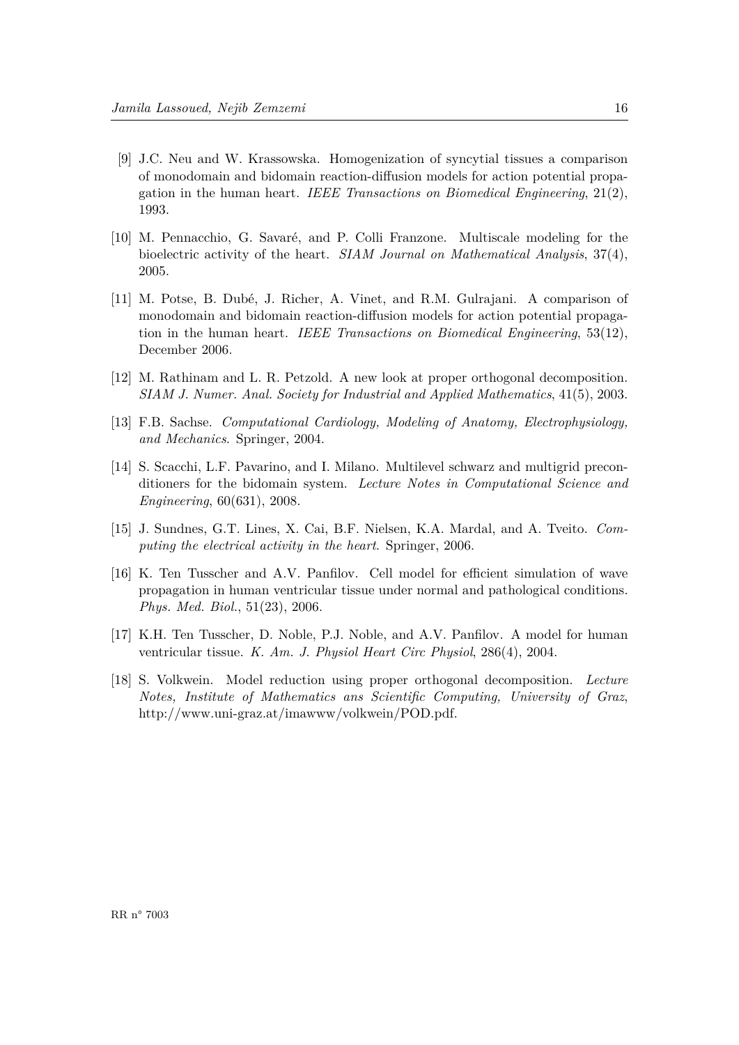[9] J.C. Neu and W. Krassowska. Homogenization of syncytial tissues a comparison of monodomain and bidomain reaction-diffusion models for action potential propagation in the human heart. *IEEE Transactions on Biomedical Engineering*, 21(2), 1993.

[10] M. Pennacchio, G. Savaré, and P. Colli Franzone. Multiscale modeling for the bioelectric activity of the heart. *SIAM Journal on Mathematical Analysis*, 37(4), 2005.

[11] M. Potse, B. Dubé, J. Richer, A. Vinet, and R.M. Gulrajani. A comparison of monodomain and bidomain reaction-diffusion models for action potential propagation in the human heart. *IEEE Transactions on Biomedical Engineering*, 53(12), December 2006.

[12] M. Rathinam and L. R. Petzold. A new look at proper orthogonal decomposition. *SIAM J. Numer. Anal. Society for Industrial and Applied Mathematics*, 41(5), 2003.

[13] F.B. Sachse. *Computational Cardiology, Modeling of Anatomy, Electrophysiology, and Mechanics*. Springer, 2004.

[14] S. Scacchi, L.F. Pavarino, and I. Milano. Multilevel schwarz and multigrid preconditioners for the bidomain system. *Lecture Notes in Computational Science and Engineering*, 60(631), 2008.

[15] J. Sundnes, G.T. Lines, X. Cai, B.F. Nielsen, K.A. Mardal, and A. Tveito. *Computing the electrical activity in the heart*. Springer, 2006.

[16] K. Ten Tusscher and A.V. Panfilov. Cell model for efficient simulation of wave propagation in human ventricular tissue under normal and pathological conditions. *Phys. Med. Biol.*, 51(23), 2006.

[17] K.H. Ten Tusscher, D. Noble, P.J. Noble, and A.V. Panfilov. A model for human ventricular tissue. *K. Am. J. Physiol Heart Circ Physiol*, 286(4), 2004.

[18] S. Volkwein. Model reduction using proper orthogonal decomposition. *Lecture Notes, Institute of Mathematics ans Scientific Computing, University of Graz*, http://www.uni-graz.at/imawww/volkwein/POD.pdf.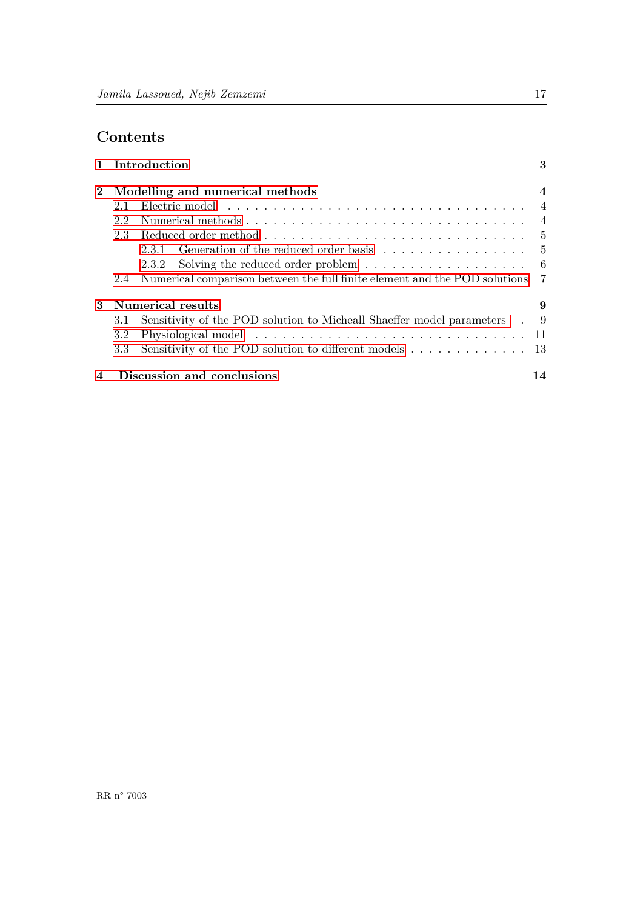# Contents

**1 Introduction** **3**

**2 Modelling and numerical methods** **4**

- 2.1 Electric model . . . . . . . . . . . . . . . . . . . . . . . . . . . . . . . . . 4
- 2.2 Numerical methods . . . . . . . . . . . . . . . . . . . . . . . . . . . . . . 4
- 2.3 Reduced order method . . . . . . . . . . . . . . . . . . . . . . . . . . . . 5
  - 2.3.1 Generation of the reduced order basis . . . . . . . . . . . . . . . . . 5
  - 2.3.2 Solving the reduced order problem . . . . . . . . . . . . . . . . . . 6
- 2.4 Numerical comparison between the full finite element and the POD solutions 7

**3 Numerical results** **9**

- 3.1 Sensitivity of the POD solution to Micheall Shaeffer model parameters . . 9
- 3.2 Physiological model . . . . . . . . . . . . . . . . . . . . . . . . . . . . . . 11
- 3.3 Sensitivity of the POD solution to different models . . . . . . . . . . . . . 13

**4 Discussion and conclusions** **14**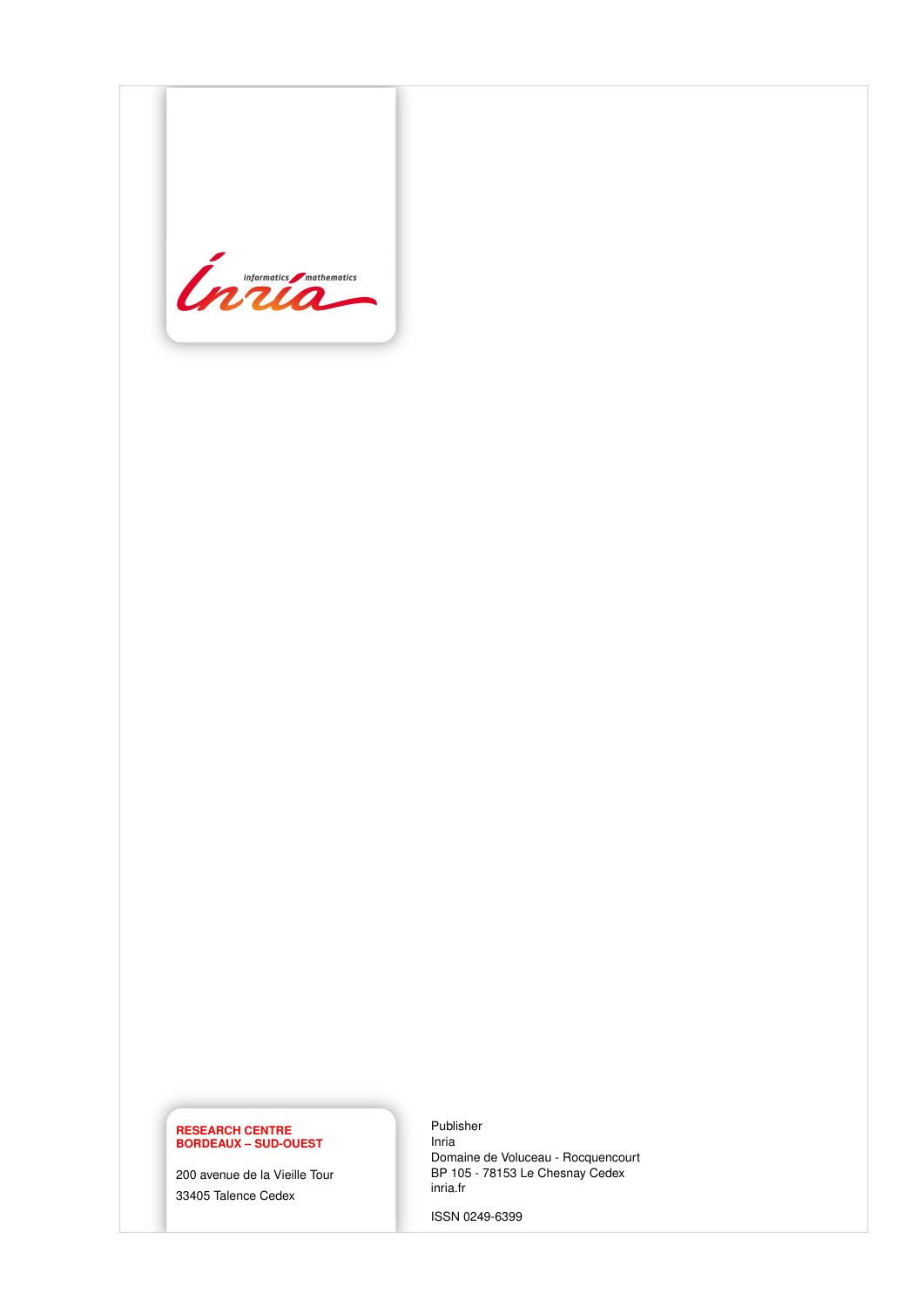**RESEARCH CENTRE**
**BORDEAUX – SUD-OUEST**

200 avenue de la Vieille Tour
33405 Talence Cedex

Publisher
Inria
Domaine de Voluceau - Rocquencourt
BP 105 - 78153 Le Chesnay Cedex
inria.fr

ISSN 0249-6399